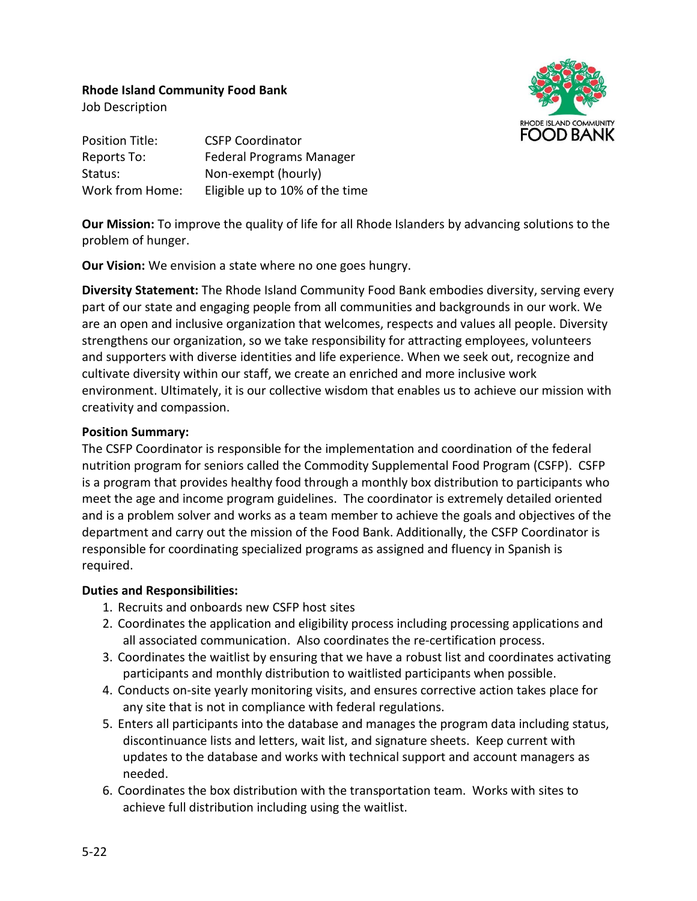**Rhode Island Community Food Bank**
Job Description

| | |
|---|---|
| Position Title: | CSFP Coordinator |
| Reports To: | Federal Programs Manager |
| Status: | Non-exempt (hourly) |
| Work from Home: | Eligible up to 10% of the time |

**Our Mission:** To improve the quality of life for all Rhode Islanders by advancing solutions to the problem of hunger.

**Our Vision:** We envision a state where no one goes hungry.

**Diversity Statement:** The Rhode Island Community Food Bank embodies diversity, serving every part of our state and engaging people from all communities and backgrounds in our work. We are an open and inclusive organization that welcomes, respects and values all people. Diversity strengthens our organization, so we take responsibility for attracting employees, volunteers and supporters with diverse identities and life experience. When we seek out, recognize and cultivate diversity within our staff, we create an enriched and more inclusive work environment. Ultimately, it is our collective wisdom that enables us to achieve our mission with creativity and compassion.

**Position Summary:**

The CSFP Coordinator is responsible for the implementation and coordination of the federal nutrition program for seniors called the Commodity Supplemental Food Program (CSFP). CSFP is a program that provides healthy food through a monthly box distribution to participants who meet the age and income program guidelines. The coordinator is extremely detailed oriented and is a problem solver and works as a team member to achieve the goals and objectives of the department and carry out the mission of the Food Bank. Additionally, the CSFP Coordinator is responsible for coordinating specialized programs as assigned and fluency in Spanish is required.

**Duties and Responsibilities:**

1. Recruits and onboards new CSFP host sites
2. Coordinates the application and eligibility process including processing applications and all associated communication. Also coordinates the re-certification process.
3. Coordinates the waitlist by ensuring that we have a robust list and coordinates activating participants and monthly distribution to waitlisted participants when possible.
4. Conducts on-site yearly monitoring visits, and ensures corrective action takes place for any site that is not in compliance with federal regulations.
5. Enters all participants into the database and manages the program data including status, discontinuance lists and letters, wait list, and signature sheets. Keep current with updates to the database and works with technical support and account managers as needed.
6. Coordinates the box distribution with the transportation team. Works with sites to achieve full distribution including using the waitlist.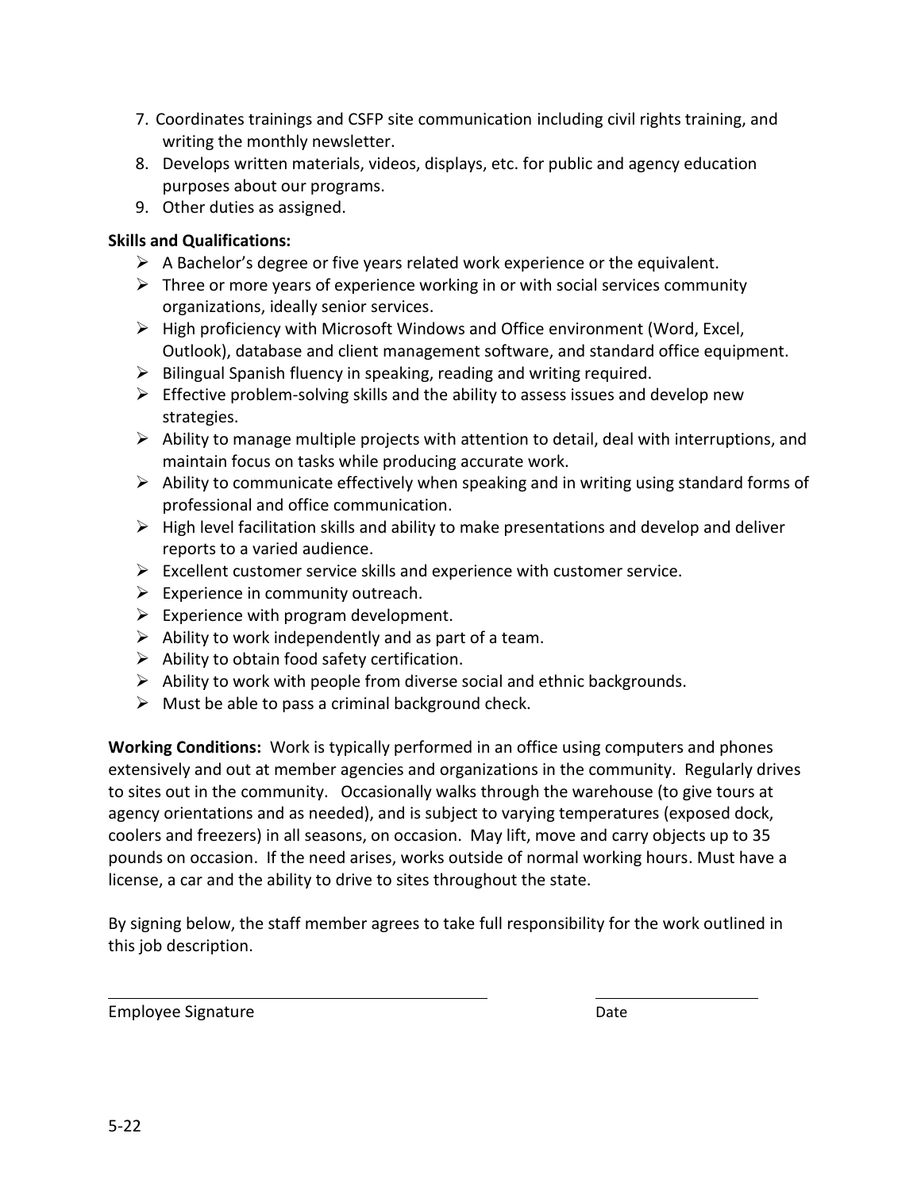7. Coordinates trainings and CSFP site communication including civil rights training, and writing the monthly newsletter.
8. Develops written materials, videos, displays, etc. for public and agency education purposes about our programs.
9. Other duties as assigned.

**Skills and Qualifications:**

- A Bachelor's degree or five years related work experience or the equivalent.
- Three or more years of experience working in or with social services community organizations, ideally senior services.
- High proficiency with Microsoft Windows and Office environment (Word, Excel, Outlook), database and client management software, and standard office equipment.
- Bilingual Spanish fluency in speaking, reading and writing required.
- Effective problem-solving skills and the ability to assess issues and develop new strategies.
- Ability to manage multiple projects with attention to detail, deal with interruptions, and maintain focus on tasks while producing accurate work.
- Ability to communicate effectively when speaking and in writing using standard forms of professional and office communication.
- High level facilitation skills and ability to make presentations and develop and deliver reports to a varied audience.
- Excellent customer service skills and experience with customer service.
- Experience in community outreach.
- Experience with program development.
- Ability to work independently and as part of a team.
- Ability to obtain food safety certification.
- Ability to work with people from diverse social and ethnic backgrounds.
- Must be able to pass a criminal background check.

**Working Conditions:** Work is typically performed in an office using computers and phones extensively and out at member agencies and organizations in the community. Regularly drives to sites out in the community. Occasionally walks through the warehouse (to give tours at agency orientations and as needed), and is subject to varying temperatures (exposed dock, coolers and freezers) in all seasons, on occasion. May lift, move and carry objects up to 35 pounds on occasion. If the need arises, works outside of normal working hours. Must have a license, a car and the ability to drive to sites throughout the state.

By signing below, the staff member agrees to take full responsibility for the work outlined in this job description.

Employee Signature ______________________ Date ____________

5-22